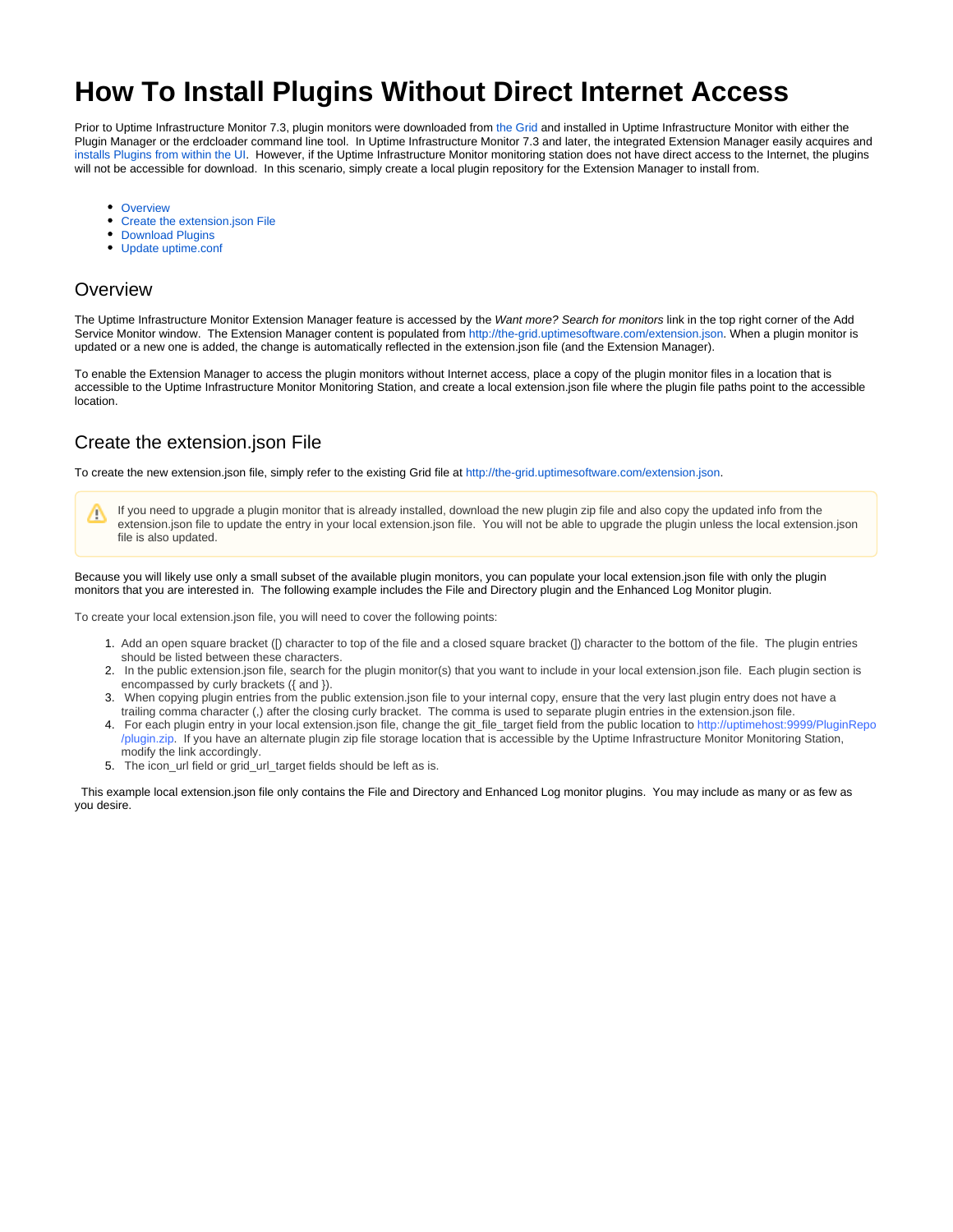# How To Install Plugins Without Direct Internet Access

Prior to Uptime Infrastructure Monitor 7.3, plugin monitors were downloaded from the Grid and installed in Uptime Infrastructure Monitor with either the Plugin Manager or the erdcloader command line tool. In Uptime Infrastructure Monitor 7.3 and later, the integrated Extension Manager easily acquires and installs Plugins from within the UI. However, if the Uptime Infrastructure Monitor monitoring station does not have direct access to the Internet, the plugins will not be accessible for download. In this scenario, simply create a local plugin repository for the Extension Manager to install from.

- Overview
- Create the extension.json File
- Download Plugins
- Update uptime.conf

## Overview

The Uptime Infrastructure Monitor Extension Manager feature is accessed by the *Want more? Search for monitors* link in the top right corner of the Add Service Monitor window. The Extension Manager content is populated from http://the-grid.uptimesoftware.com/extension.json. When a plugin monitor is updated or a new one is added, the change is automatically reflected in the extension.json file (and the Extension Manager).

To enable the Extension Manager to access the plugin monitors without Internet access, place a copy of the plugin monitor files in a location that is accessible to the Uptime Infrastructure Monitor Monitoring Station, and create a local extension.json file where the plugin file paths point to the accessible location.

## Create the extension.json File

To create the new extension.json file, simply refer to the existing Grid file at http://the-grid.uptimesoftware.com/extension.json.

> If you need to upgrade a plugin monitor that is already installed, download the new plugin zip file and also copy the updated info from the extension.json file to update the entry in your local extension.json file. You will not be able to upgrade the plugin unless the local extension.json file is also updated.

Because you will likely use only a small subset of the available plugin monitors, you can populate your local extension.json file with only the plugin monitors that you are interested in. The following example includes the File and Directory plugin and the Enhanced Log Monitor plugin.

To create your local extension.json file, you will need to cover the following points:

1. Add an open square bracket ([) character to top of the file and a closed square bracket (]) character to the bottom of the file. The plugin entries should be listed between these characters.
2. In the public extension.json file, search for the plugin monitor(s) that you want to include in your local extension.json file. Each plugin section is encompassed by curly brackets ({ and }).
3. When copying plugin entries from the public extension.json file to your internal copy, ensure that the very last plugin entry does not have a trailing comma character (,) after the closing curly bracket. The comma is used to separate plugin entries in the extension.json file.
4. For each plugin entry in your local extension.json file, change the git_file_target field from the public location to http://uptimehost:9999/PluginRepo/plugin.zip. If you have an alternate plugin zip file storage location that is accessible by the Uptime Infrastructure Monitor Monitoring Station, modify the link accordingly.
5. The icon_url field or grid_url_target fields should be left as is.

This example local extension.json file only contains the File and Directory and Enhanced Log monitor plugins. You may include as many or as few as you desire.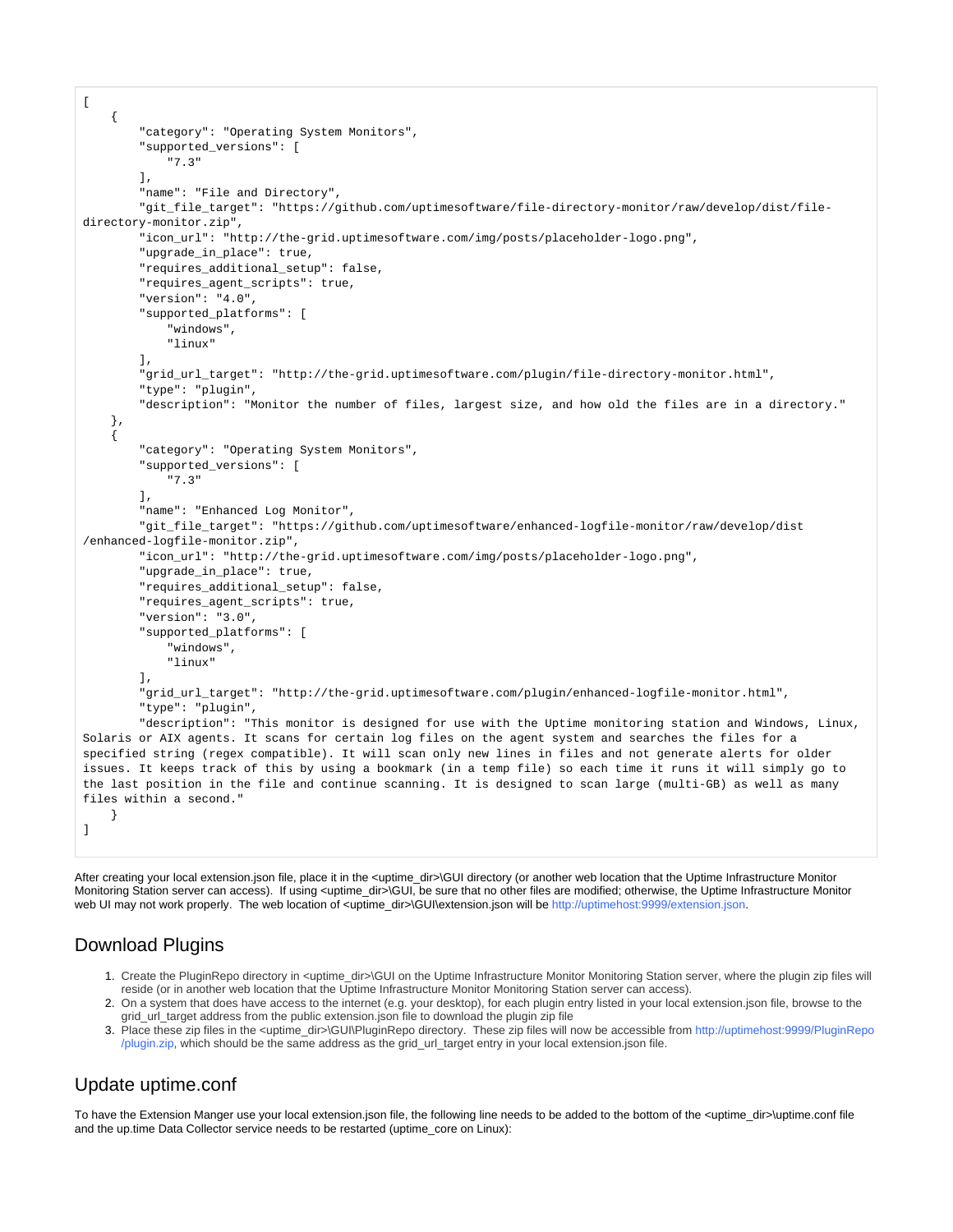```
[
    {
        "category": "Operating System Monitors",
        "supported_versions": [
            "7.3"
        ],
        "name": "File and Directory",
        "git_file_target": "https://github.com/uptimesoftware/file-directory-monitor/raw/develop/dist/file-
directory-monitor.zip",
        "icon_url": "http://the-grid.uptimesoftware.com/img/posts/placeholder-logo.png",
        "upgrade_in_place": true,
        "requires_additional_setup": false,
        "requires_agent_scripts": true,
        "version": "4.0",
        "supported_platforms": [
            "windows",
            "linux"
        ],
        "grid_url_target": "http://the-grid.uptimesoftware.com/plugin/file-directory-monitor.html",
        "type": "plugin",
        "description": "Monitor the number of files, largest size, and how old the files are in a directory."
    },
    {
        "category": "Operating System Monitors",
        "supported_versions": [
            "7.3"
        ],
        "name": "Enhanced Log Monitor",
        "git_file_target": "https://github.com/uptimesoftware/enhanced-logfile-monitor/raw/develop/dist
/enhanced-logfile-monitor.zip",
        "icon_url": "http://the-grid.uptimesoftware.com/img/posts/placeholder-logo.png",
        "upgrade_in_place": true,
        "requires_additional_setup": false,
        "requires_agent_scripts": true,
        "version": "3.0",
        "supported_platforms": [
            "windows",
            "linux"
        ],
        "grid_url_target": "http://the-grid.uptimesoftware.com/plugin/enhanced-logfile-monitor.html",
        "type": "plugin",
        "description": "This monitor is designed for use with the Uptime monitoring station and Windows, Linux,
Solaris or AIX agents. It scans for certain log files on the agent system and searches the files for a
specified string (regex compatible). It will scan only new lines in files and not generate alerts for older
issues. It keeps track of this by using a bookmark (in a temp file) so each time it runs it will simply go to
the last position in the file and continue scanning. It is designed to scan large (multi-GB) as well as many
files within a second."
    }
]
```

After creating your local extension.json file, place it in the <uptime_dir>\GUI directory (or another web location that the Uptime Infrastructure Monitor Monitoring Station server can access). If using <uptime_dir>\GUI, be sure that no other files are modified; otherwise, the Uptime Infrastructure Monitor web UI may not work properly. The web location of <uptime_dir>\GUI\extension.json will be http://uptimehost:9999/extension.json.

## Download Plugins

1. Create the PluginRepo directory in <uptime_dir>\GUI on the Uptime Infrastructure Monitor Monitoring Station server, where the plugin zip files will reside (or in another web location that the Uptime Infrastructure Monitor Monitoring Station server can access).
2. On a system that does have access to the internet (e.g. your desktop), for each plugin entry listed in your local extension.json file, browse to the grid_url_target address from the public extension.json file to download the plugin zip file
3. Place these zip files in the <uptime_dir>\GUI\PluginRepo directory. These zip files will now be accessible from http://uptimehost:9999/PluginRepo/plugin.zip, which should be the same address as the grid_url_target entry in your local extension.json file.

## Update uptime.conf

To have the Extension Manger use your local extension.json file, the following line needs to be added to the bottom of the <uptime_dir>\uptime.conf file and the up.time Data Collector service needs to be restarted (uptime_core on Linux):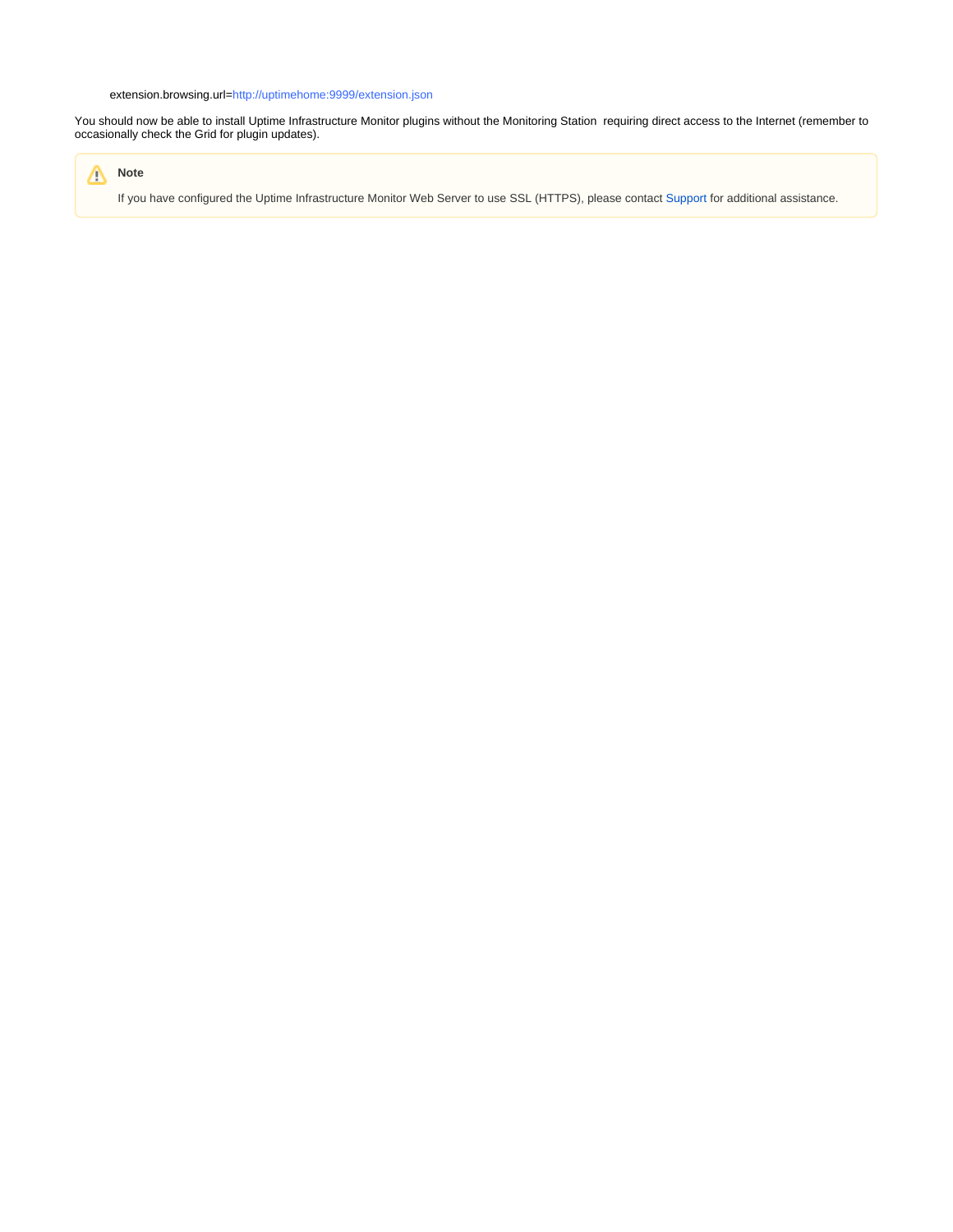```
extension.browsing.url=http://uptimehome:9999/extension.json
```

You should now be able to install Uptime Infrastructure Monitor plugins without the Monitoring Station  requiring direct access to the Internet (remember to occasionally check the Grid for plugin updates).

> **Note**
>
> If you have configured the Uptime Infrastructure Monitor Web Server to use SSL (HTTPS), please contact Support for additional assistance.